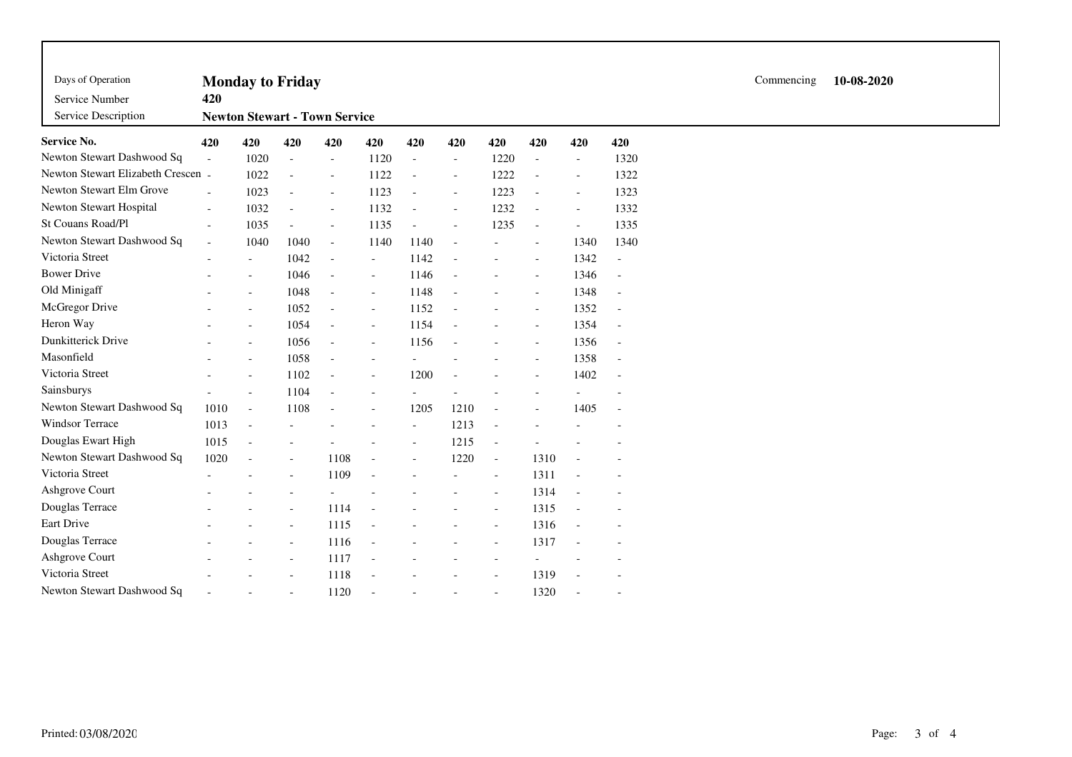| Days of Operation | Monday to Friday |
|---|---|
| Service Number | 420 |
| Service Description | Newton Stewart - Town Service |

Commencing **10-08-2020**

| Service No. | 420 | 420 | 420 | 420 | 420 | 420 | 420 | 420 | 420 | 420 | 420 |
|---|---|---|---|---|---|---|---|---|---|---|---|
| Newton Stewart Dashwood Sq | - | 1020 | - | - | 1120 | - | - | 1220 | - | - | 1320 |
| Newton Stewart Elizabeth Crescen | - | 1022 | - | - | 1122 | - | - | 1222 | - | - | 1322 |
| Newton Stewart Elm Grove | - | 1023 | - | - | 1123 | - | - | 1223 | - | - | 1323 |
| Newton Stewart Hospital | - | 1032 | - | - | 1132 | - | - | 1232 | - | - | 1332 |
| St Couans Road/Pl | - | 1035 | - | - | 1135 | - | - | 1235 | - | - | 1335 |
| Newton Stewart Dashwood Sq | - | 1040 | 1040 | - | 1140 | 1140 | - | - | - | 1340 | 1340 |
| Victoria Street | - | - | 1042 | - | - | 1142 | - | - | - | 1342 | - |
| Bower Drive | - | - | 1046 | - | - | 1146 | - | - | - | 1346 | - |
| Old Minigaff | - | - | 1048 | - | - | 1148 | - | - | - | 1348 | - |
| McGregor Drive | - | - | 1052 | - | - | 1152 | - | - | - | 1352 | - |
| Heron Way | - | - | 1054 | - | - | 1154 | - | - | - | 1354 | - |
| Dunkitterick Drive | - | - | 1056 | - | - | 1156 | - | - | - | 1356 | - |
| Masonfield | - | - | 1058 | - | - | - | - | - | - | 1358 | - |
| Victoria Street | - | - | 1102 | - | - | 1200 | - | - | - | 1402 | - |
| Sainsburys | - | - | 1104 | - | - | - | - | - | - | - | - |
| Newton Stewart Dashwood Sq | 1010 | - | 1108 | - | - | 1205 | 1210 | - | - | 1405 | - |
| Windsor Terrace | 1013 | - | - | - | - | - | 1213 | - | - | - | - |
| Douglas Ewart High | 1015 | - | - | - | - | - | 1215 | - | - | - | - |
| Newton Stewart Dashwood Sq | 1020 | - | - | 1108 | - | - | 1220 | - | 1310 | - | - |
| Victoria Street | - | - | - | 1109 | - | - | - | - | 1311 | - | - |
| Ashgrove Court | - | - | - | - | - | - | - | - | 1314 | - | - |
| Douglas Terrace | - | - | - | 1114 | - | - | - | - | 1315 | - | - |
| Eart Drive | - | - | - | 1115 | - | - | - | - | 1316 | - | - |
| Douglas Terrace | - | - | - | 1116 | - | - | - | - | 1317 | - | - |
| Ashgrove Court | - | - | - | 1117 | - | - | - | - | - | - | - |
| Victoria Street | - | - | - | 1118 | - | - | - | - | 1319 | - | - |
| Newton Stewart Dashwood Sq | - | - | - | 1120 | - | - | - | - | 1320 | - | - |

Printed: 03/08/2020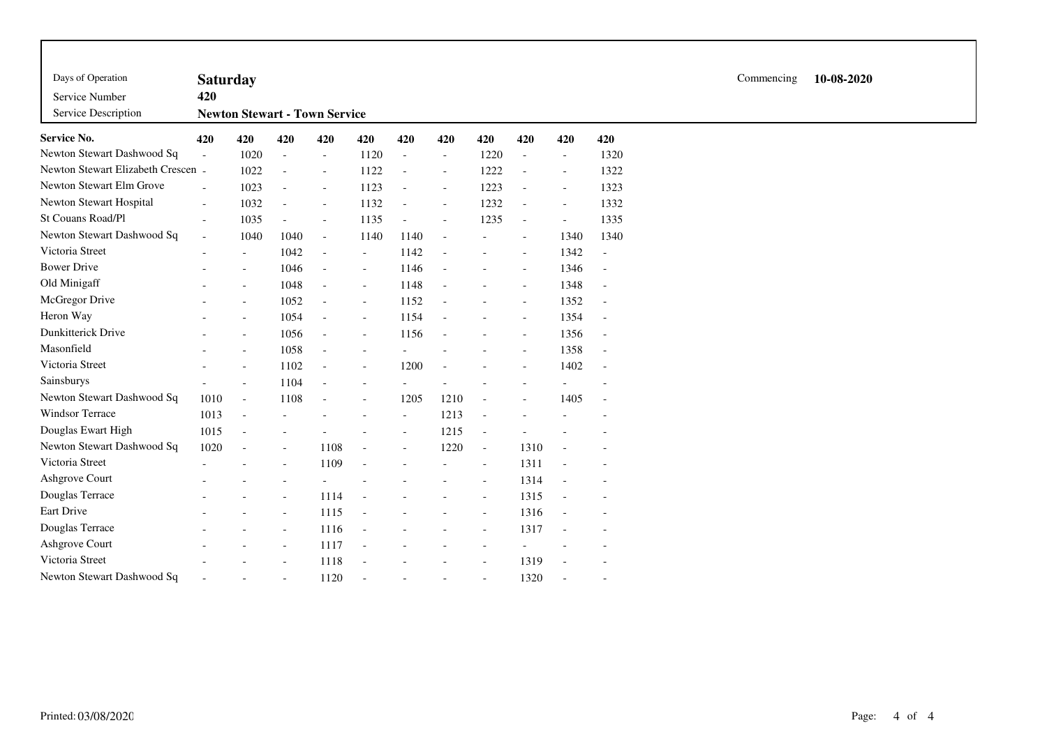| | | | |
|---|---|---|---|
| Days of Operation | **Saturday** | Commencing | **10-08-2020** |
| Service Number | **420** | | |
| Service Description | **Newton Stewart - Town Service** | | |

| **Service No.** | **420** | **420** | **420** | **420** | **420** | **420** | **420** | **420** | **420** | **420** | **420** |
|---|---|---|---|---|---|---|---|---|---|---|---|
| Newton Stewart Dashwood Sq | - | 1020 | - | - | 1120 | - | - | 1220 | - | - | 1320 |
| Newton Stewart Elizabeth Crescen | - | 1022 | - | - | 1122 | - | - | 1222 | - | - | 1322 |
| Newton Stewart Elm Grove | - | 1023 | - | - | 1123 | - | - | 1223 | - | - | 1323 |
| Newton Stewart Hospital | - | 1032 | - | - | 1132 | - | - | 1232 | - | - | 1332 |
| St Couans Road/Pl | - | 1035 | - | - | 1135 | - | - | 1235 | - | - | 1335 |
| Newton Stewart Dashwood Sq | - | 1040 | 1040 | - | 1140 | 1140 | - | - | - | 1340 | 1340 |
| Victoria Street | - | - | 1042 | - | - | 1142 | - | - | - | 1342 | - |
| Bower Drive | - | - | 1046 | - | - | 1146 | - | - | - | 1346 | - |
| Old Minigaff | - | - | 1048 | - | - | 1148 | - | - | - | 1348 | - |
| McGregor Drive | - | - | 1052 | - | - | 1152 | - | - | - | 1352 | - |
| Heron Way | - | - | 1054 | - | - | 1154 | - | - | - | 1354 | - |
| Dunkitterick Drive | - | - | 1056 | - | - | 1156 | - | - | - | 1356 | - |
| Masonfield | - | - | 1058 | - | - | - | - | - | - | 1358 | - |
| Victoria Street | - | - | 1102 | - | - | 1200 | - | - | - | 1402 | - |
| Sainsburys | - | - | 1104 | - | - | - | - | - | - | - | - |
| Newton Stewart Dashwood Sq | 1010 | - | 1108 | - | - | 1205 | 1210 | - | - | 1405 | - |
| Windsor Terrace | 1013 | - | - | - | - | - | 1213 | - | - | - | - |
| Douglas Ewart High | 1015 | - | - | - | - | - | 1215 | - | - | - | - |
| Newton Stewart Dashwood Sq | 1020 | - | - | 1108 | - | - | 1220 | - | 1310 | - | - |
| Victoria Street | - | - | - | 1109 | - | - | - | - | 1311 | - | - |
| Ashgrove Court | - | - | - | - | - | - | - | - | 1314 | - | - |
| Douglas Terrace | - | - | - | 1114 | - | - | - | - | 1315 | - | - |
| Eart Drive | - | - | - | 1115 | - | - | - | - | 1316 | - | - |
| Douglas Terrace | - | - | - | 1116 | - | - | - | - | 1317 | - | - |
| Ashgrove Court | - | - | - | 1117 | - | - | - | - | - | - | - |
| Victoria Street | - | - | - | 1118 | - | - | - | - | 1319 | - | - |
| Newton Stewart Dashwood Sq | - | - | - | 1120 | - | - | - | - | 1320 | - | - |

Printed: 03/08/2020